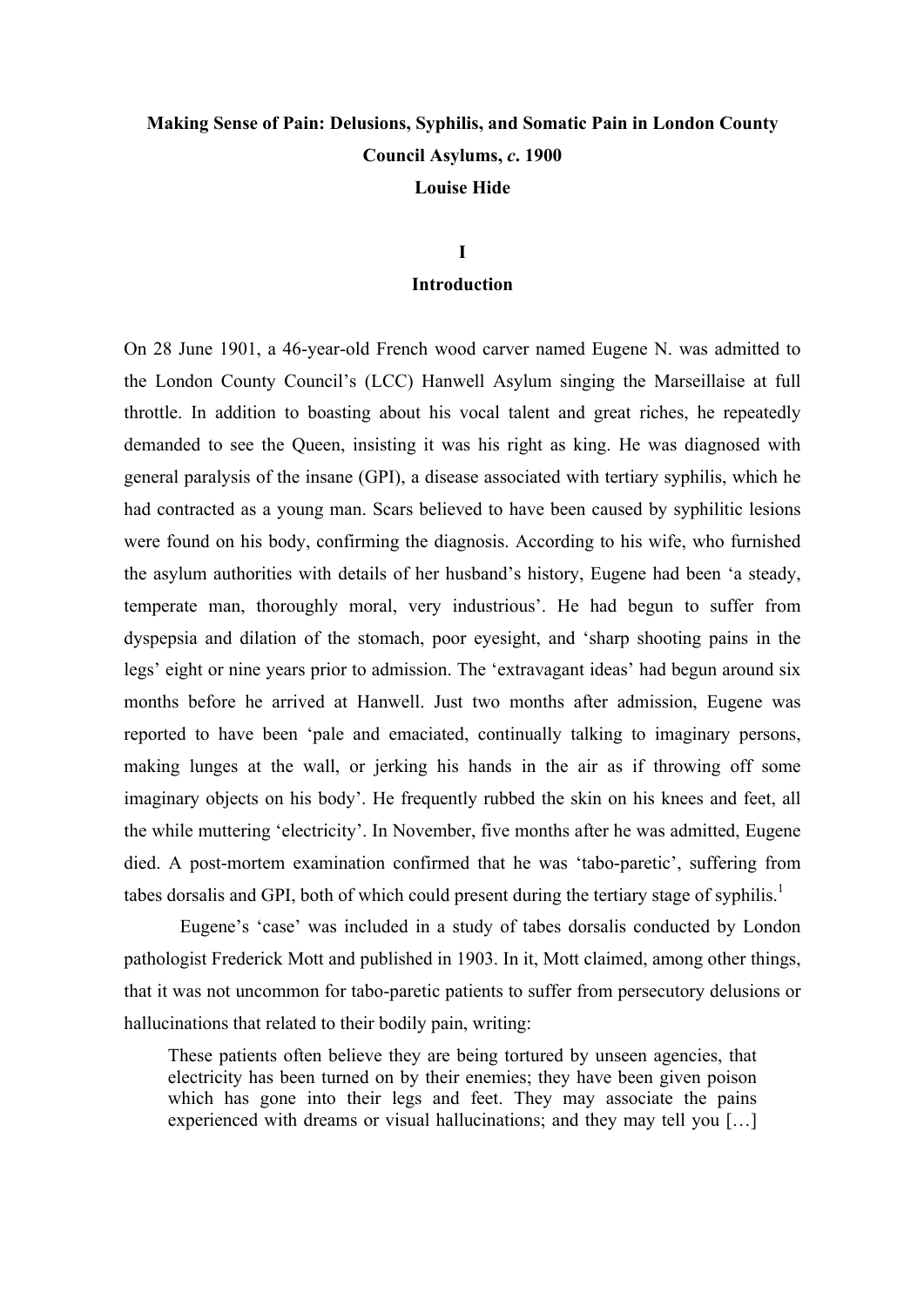# Making Sense of Pain: Delusions, Syphilis, and Somatic Pain in London County Council Asylums, *c.* 1900

**Louise Hide**

## I

## Introduction

On 28 June 1901, a 46-year-old French wood carver named Eugene N. was admitted to the London County Council's (LCC) Hanwell Asylum singing the Marseillaise at full throttle. In addition to boasting about his vocal talent and great riches, he repeatedly demanded to see the Queen, insisting it was his right as king. He was diagnosed with general paralysis of the insane (GPI), a disease associated with tertiary syphilis, which he had contracted as a young man. Scars believed to have been caused by syphilitic lesions were found on his body, confirming the diagnosis. According to his wife, who furnished the asylum authorities with details of her husband's history, Eugene had been 'a steady, temperate man, thoroughly moral, very industrious'. He had begun to suffer from dyspepsia and dilation of the stomach, poor eyesight, and 'sharp shooting pains in the legs' eight or nine years prior to admission. The 'extravagant ideas' had begun around six months before he arrived at Hanwell. Just two months after admission, Eugene was reported to have been 'pale and emaciated, continually talking to imaginary persons, making lunges at the wall, or jerking his hands in the air as if throwing off some imaginary objects on his body'. He frequently rubbed the skin on his knees and feet, all the while muttering 'electricity'. In November, five months after he was admitted, Eugene died. A post-mortem examination confirmed that he was 'tabo-paretic', suffering from tabes dorsalis and GPI, both of which could present during the tertiary stage of syphilis.[1]

Eugene's 'case' was included in a study of tabes dorsalis conducted by London pathologist Frederick Mott and published in 1903. In it, Mott claimed, among other things, that it was not uncommon for tabo-paretic patients to suffer from persecutory delusions or hallucinations that related to their bodily pain, writing:

> These patients often believe they are being tortured by unseen agencies, that electricity has been turned on by their enemies; they have been given poison which has gone into their legs and feet. They may associate the pains experienced with dreams or visual hallucinations; and they may tell you […]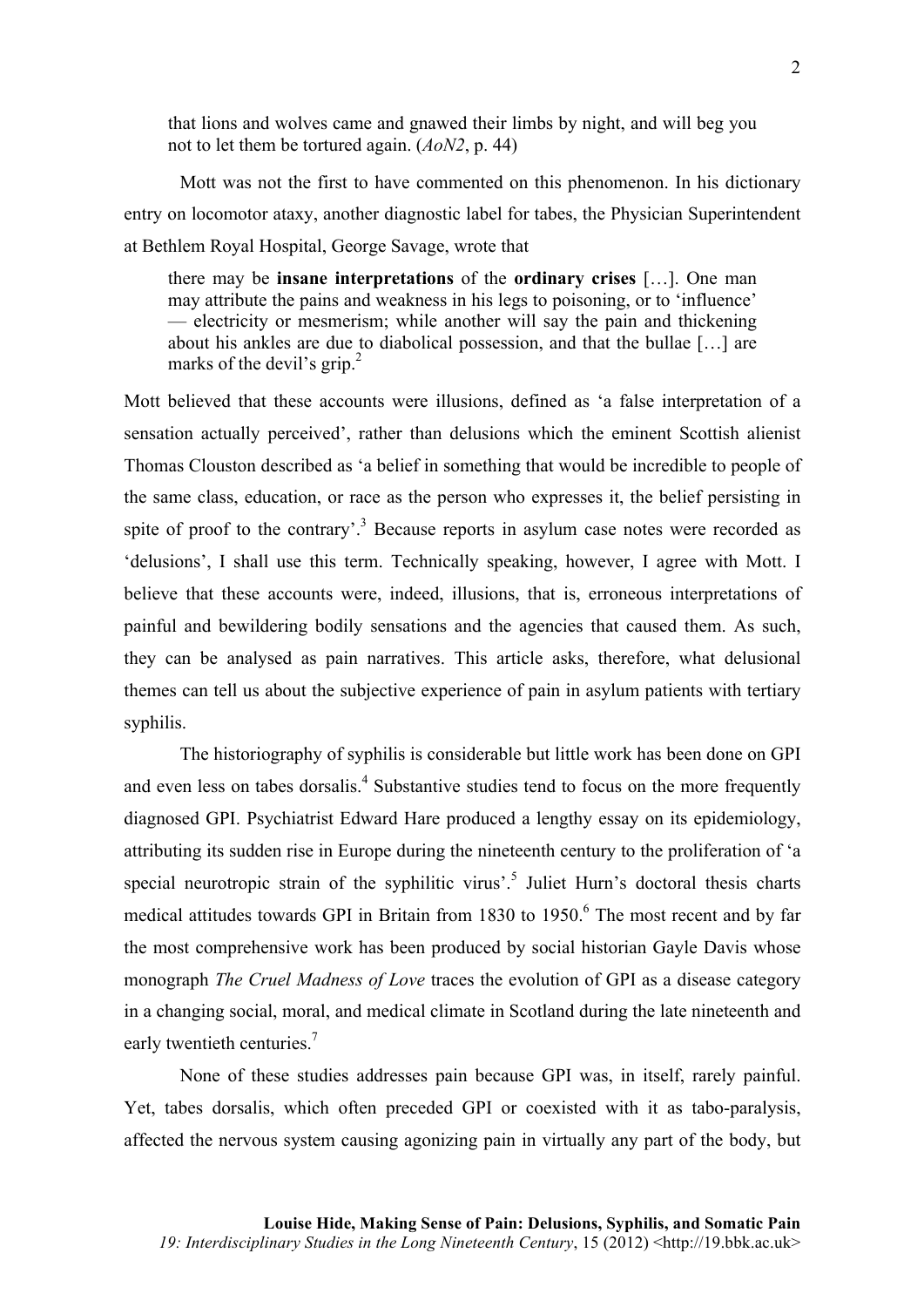> that lions and wolves came and gnawed their limbs by night, and will beg you not to let them be tortured again. (*AoN2*, p. 44)

Mott was not the first to have commented on this phenomenon. In his dictionary entry on locomotor ataxy, another diagnostic label for tabes, the Physician Superintendent at Bethlem Royal Hospital, George Savage, wrote that

> there may be **insane interpretations** of the **ordinary crises** […]. One man may attribute the pains and weakness in his legs to poisoning, or to 'influence' — electricity or mesmerism; while another will say the pain and thickening about his ankles are due to diabolical possession, and that the bullae […] are marks of the devil's grip.[2]

Mott believed that these accounts were illusions, defined as 'a false interpretation of a sensation actually perceived', rather than delusions which the eminent Scottish alienist Thomas Clouston described as 'a belief in something that would be incredible to people of the same class, education, or race as the person who expresses it, the belief persisting in spite of proof to the contrary'.[3] Because reports in asylum case notes were recorded as 'delusions', I shall use this term. Technically speaking, however, I agree with Mott. I believe that these accounts were, indeed, illusions, that is, erroneous interpretations of painful and bewildering bodily sensations and the agencies that caused them. As such, they can be analysed as pain narratives. This article asks, therefore, what delusional themes can tell us about the subjective experience of pain in asylum patients with tertiary syphilis.

The historiography of syphilis is considerable but little work has been done on GPI and even less on tabes dorsalis.[4] Substantive studies tend to focus on the more frequently diagnosed GPI. Psychiatrist Edward Hare produced a lengthy essay on its epidemiology, attributing its sudden rise in Europe during the nineteenth century to the proliferation of 'a special neurotropic strain of the syphilitic virus'.[5] Juliet Hurn's doctoral thesis charts medical attitudes towards GPI in Britain from 1830 to 1950.[6] The most recent and by far the most comprehensive work has been produced by social historian Gayle Davis whose monograph *The Cruel Madness of Love* traces the evolution of GPI as a disease category in a changing social, moral, and medical climate in Scotland during the late nineteenth and early twentieth centuries.[7]

None of these studies addresses pain because GPI was, in itself, rarely painful. Yet, tabes dorsalis, which often preceded GPI or coexisted with it as tabo-paralysis, affected the nervous system causing agonizing pain in virtually any part of the body, but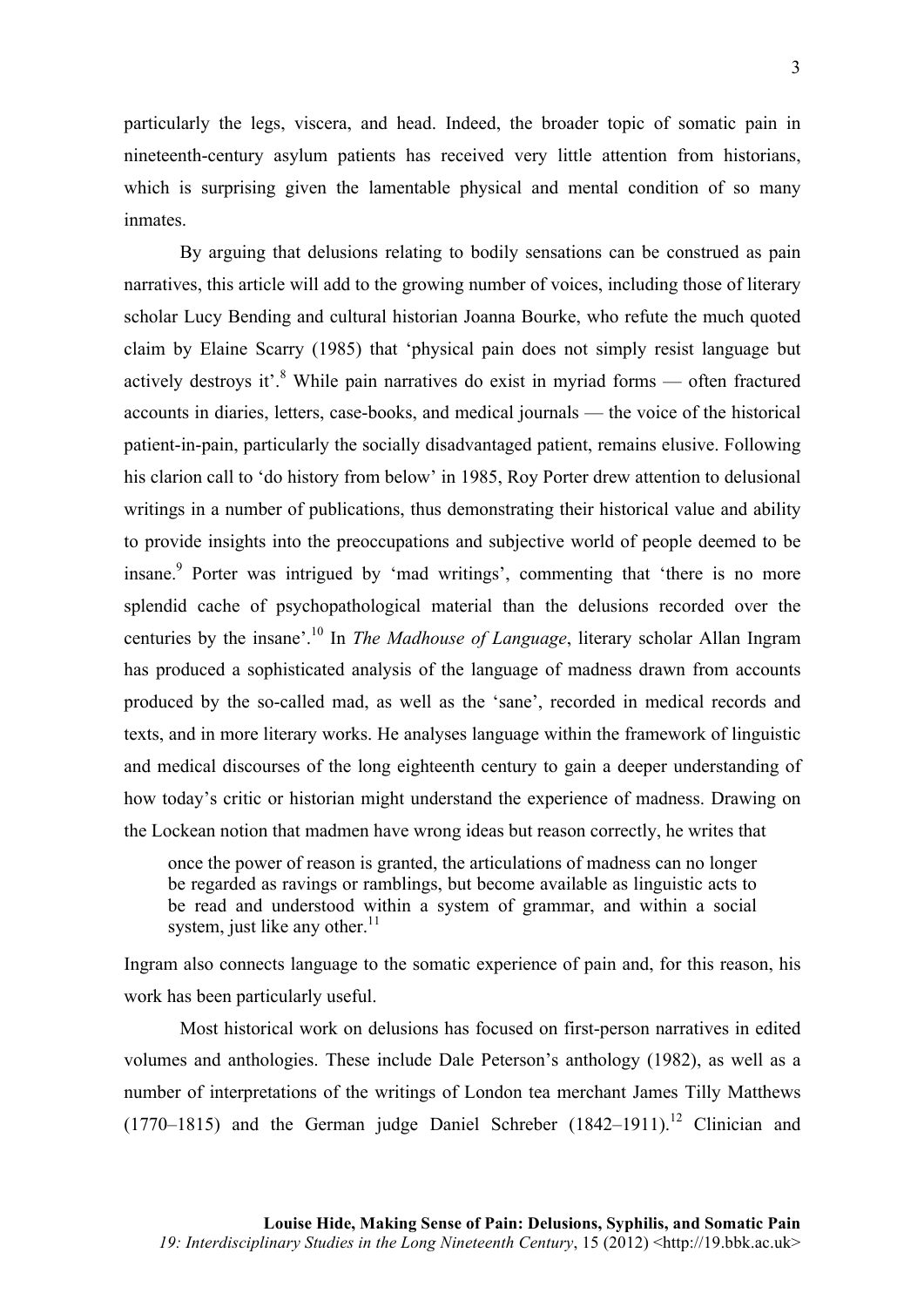particularly the legs, viscera, and head. Indeed, the broader topic of somatic pain in nineteenth-century asylum patients has received very little attention from historians, which is surprising given the lamentable physical and mental condition of so many inmates.

By arguing that delusions relating to bodily sensations can be construed as pain narratives, this article will add to the growing number of voices, including those of literary scholar Lucy Bending and cultural historian Joanna Bourke, who refute the much quoted claim by Elaine Scarry (1985) that 'physical pain does not simply resist language but actively destroys it'.[8] While pain narratives do exist in myriad forms — often fractured accounts in diaries, letters, case-books, and medical journals — the voice of the historical patient-in-pain, particularly the socially disadvantaged patient, remains elusive. Following his clarion call to 'do history from below' in 1985, Roy Porter drew attention to delusional writings in a number of publications, thus demonstrating their historical value and ability to provide insights into the preoccupations and subjective world of people deemed to be insane.[9] Porter was intrigued by 'mad writings', commenting that 'there is no more splendid cache of psychopathological material than the delusions recorded over the centuries by the insane'.[10] In *The Madhouse of Language*, literary scholar Allan Ingram has produced a sophisticated analysis of the language of madness drawn from accounts produced by the so-called mad, as well as the 'sane', recorded in medical records and texts, and in more literary works. He analyses language within the framework of linguistic and medical discourses of the long eighteenth century to gain a deeper understanding of how today's critic or historian might understand the experience of madness. Drawing on the Lockean notion that madmen have wrong ideas but reason correctly, he writes that

> once the power of reason is granted, the articulations of madness can no longer be regarded as ravings or ramblings, but become available as linguistic acts to be read and understood within a system of grammar, and within a social system, just like any other.[11]

Ingram also connects language to the somatic experience of pain and, for this reason, his work has been particularly useful.

Most historical work on delusions has focused on first-person narratives in edited volumes and anthologies. These include Dale Peterson's anthology (1982), as well as a number of interpretations of the writings of London tea merchant James Tilly Matthews (1770–1815) and the German judge Daniel Schreber (1842–1911).[12] Clinician and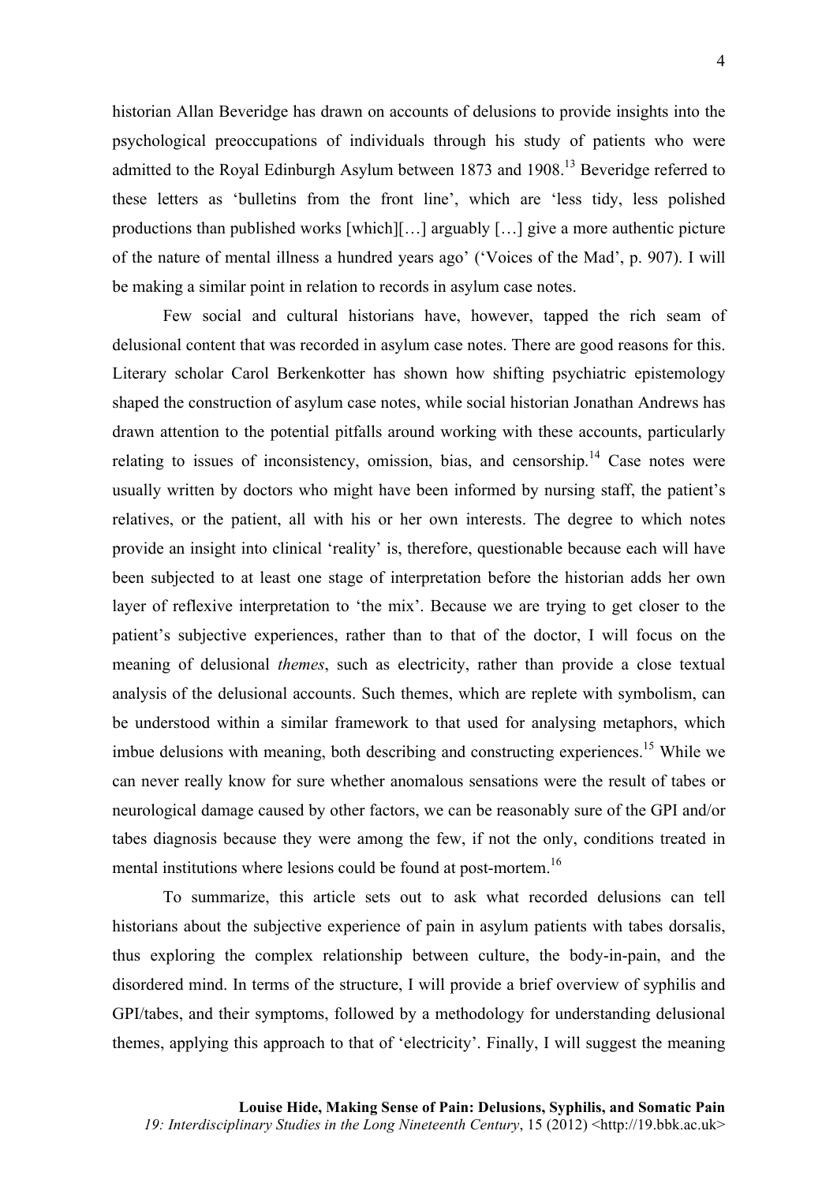historian Allan Beveridge has drawn on accounts of delusions to provide insights into the psychological preoccupations of individuals through his study of patients who were admitted to the Royal Edinburgh Asylum between 1873 and 1908.[13] Beveridge referred to these letters as 'bulletins from the front line', which are 'less tidy, less polished productions than published works [which][…] arguably […] give a more authentic picture of the nature of mental illness a hundred years ago' ('Voices of the Mad', p. 907). I will be making a similar point in relation to records in asylum case notes.

Few social and cultural historians have, however, tapped the rich seam of delusional content that was recorded in asylum case notes. There are good reasons for this. Literary scholar Carol Berkenkotter has shown how shifting psychiatric epistemology shaped the construction of asylum case notes, while social historian Jonathan Andrews has drawn attention to the potential pitfalls around working with these accounts, particularly relating to issues of inconsistency, omission, bias, and censorship.[14] Case notes were usually written by doctors who might have been informed by nursing staff, the patient's relatives, or the patient, all with his or her own interests. The degree to which notes provide an insight into clinical 'reality' is, therefore, questionable because each will have been subjected to at least one stage of interpretation before the historian adds her own layer of reflexive interpretation to 'the mix'. Because we are trying to get closer to the patient's subjective experiences, rather than to that of the doctor, I will focus on the meaning of delusional *themes*, such as electricity, rather than provide a close textual analysis of the delusional accounts. Such themes, which are replete with symbolism, can be understood within a similar framework to that used for analysing metaphors, which imbue delusions with meaning, both describing and constructing experiences.[15] While we can never really know for sure whether anomalous sensations were the result of tabes or neurological damage caused by other factors, we can be reasonably sure of the GPI and/or tabes diagnosis because they were among the few, if not the only, conditions treated in mental institutions where lesions could be found at post-mortem.[16]

To summarize, this article sets out to ask what recorded delusions can tell historians about the subjective experience of pain in asylum patients with tabes dorsalis, thus exploring the complex relationship between culture, the body-in-pain, and the disordered mind. In terms of the structure, I will provide a brief overview of syphilis and GPI/tabes, and their symptoms, followed by a methodology for understanding delusional themes, applying this approach to that of 'electricity'. Finally, I will suggest the meaning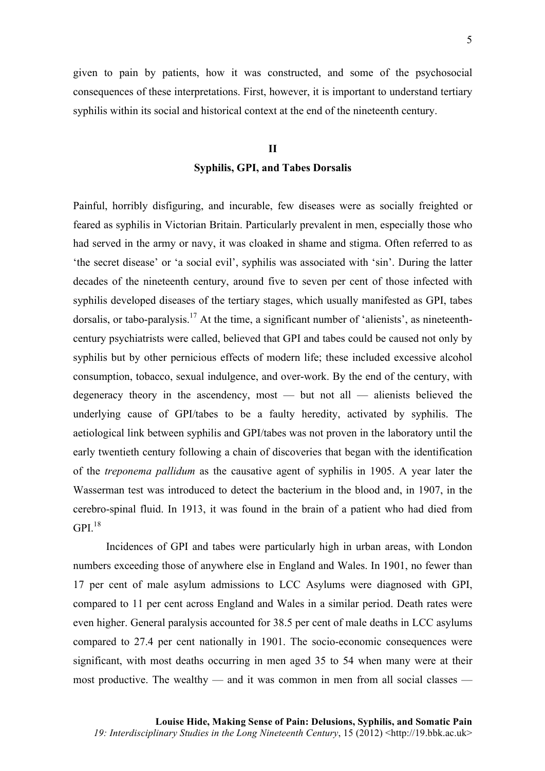given to pain by patients, how it was constructed, and some of the psychosocial consequences of these interpretations. First, however, it is important to understand tertiary syphilis within its social and historical context at the end of the nineteenth century.

## II

## Syphilis, GPI, and Tabes Dorsalis

Painful, horribly disfiguring, and incurable, few diseases were as socially freighted or feared as syphilis in Victorian Britain. Particularly prevalent in men, especially those who had served in the army or navy, it was cloaked in shame and stigma. Often referred to as 'the secret disease' or 'a social evil', syphilis was associated with 'sin'. During the latter decades of the nineteenth century, around five to seven per cent of those infected with syphilis developed diseases of the tertiary stages, which usually manifested as GPI, tabes dorsalis, or tabo-paralysis.[17] At the time, a significant number of 'alienists', as nineteenth-century psychiatrists were called, believed that GPI and tabes could be caused not only by syphilis but by other pernicious effects of modern life; these included excessive alcohol consumption, tobacco, sexual indulgence, and over-work. By the end of the century, with degeneracy theory in the ascendency, most — but not all — alienists believed the underlying cause of GPI/tabes to be a faulty heredity, activated by syphilis. The aetiological link between syphilis and GPI/tabes was not proven in the laboratory until the early twentieth century following a chain of discoveries that began with the identification of the *treponema pallidum* as the causative agent of syphilis in 1905. A year later the Wasserman test was introduced to detect the bacterium in the blood and, in 1907, in the cerebro-spinal fluid. In 1913, it was found in the brain of a patient who had died from GPI.[18]

Incidences of GPI and tabes were particularly high in urban areas, with London numbers exceeding those of anywhere else in England and Wales. In 1901, no fewer than 17 per cent of male asylum admissions to LCC Asylums were diagnosed with GPI, compared to 11 per cent across England and Wales in a similar period. Death rates were even higher. General paralysis accounted for 38.5 per cent of male deaths in LCC asylums compared to 27.4 per cent nationally in 1901. The socio-economic consequences were significant, with most deaths occurring in men aged 35 to 54 when many were at their most productive. The wealthy — and it was common in men from all social classes —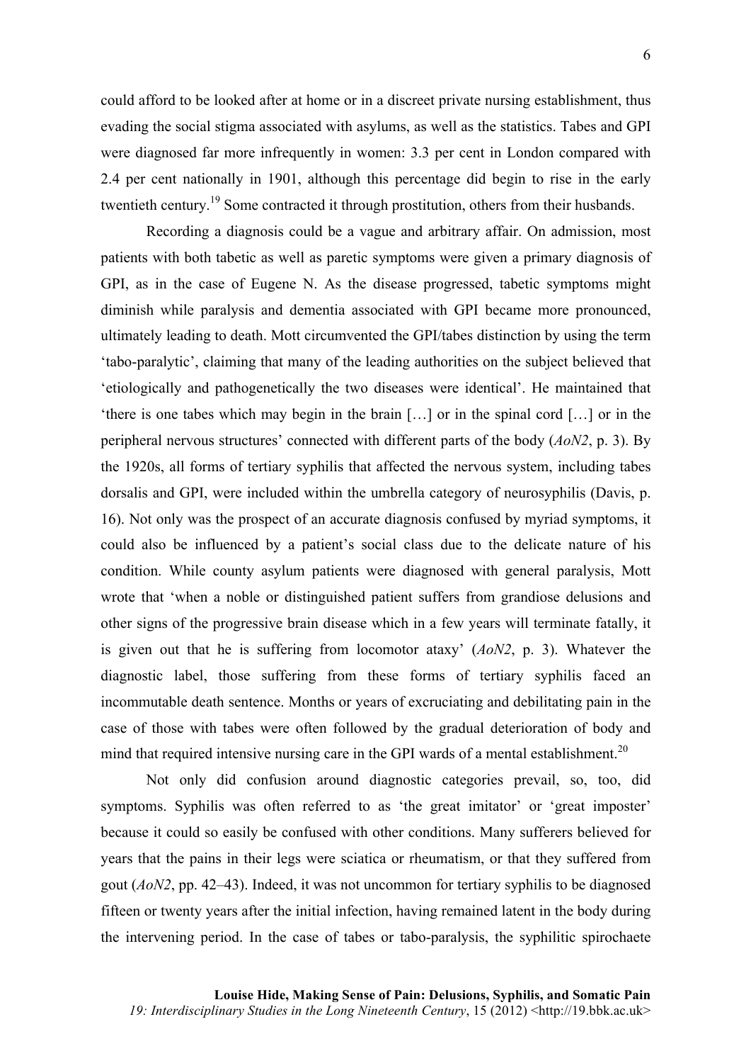could afford to be looked after at home or in a discreet private nursing establishment, thus evading the social stigma associated with asylums, as well as the statistics. Tabes and GPI were diagnosed far more infrequently in women: 3.3 per cent in London compared with 2.4 per cent nationally in 1901, although this percentage did begin to rise in the early twentieth century.[19] Some contracted it through prostitution, others from their husbands.

Recording a diagnosis could be a vague and arbitrary affair. On admission, most patients with both tabetic as well as paretic symptoms were given a primary diagnosis of GPI, as in the case of Eugene N. As the disease progressed, tabetic symptoms might diminish while paralysis and dementia associated with GPI became more pronounced, ultimately leading to death. Mott circumvented the GPI/tabes distinction by using the term 'tabo-paralytic', claiming that many of the leading authorities on the subject believed that 'etiologically and pathogenetically the two diseases were identical'. He maintained that 'there is one tabes which may begin in the brain […] or in the spinal cord […] or in the peripheral nervous structures' connected with different parts of the body (*AoN2*, p. 3). By the 1920s, all forms of tertiary syphilis that affected the nervous system, including tabes dorsalis and GPI, were included within the umbrella category of neurosyphilis (Davis, p. 16). Not only was the prospect of an accurate diagnosis confused by myriad symptoms, it could also be influenced by a patient's social class due to the delicate nature of his condition. While county asylum patients were diagnosed with general paralysis, Mott wrote that 'when a noble or distinguished patient suffers from grandiose delusions and other signs of the progressive brain disease which in a few years will terminate fatally, it is given out that he is suffering from locomotor ataxy' (*AoN2*, p. 3). Whatever the diagnostic label, those suffering from these forms of tertiary syphilis faced an incommutable death sentence. Months or years of excruciating and debilitating pain in the case of those with tabes were often followed by the gradual deterioration of body and mind that required intensive nursing care in the GPI wards of a mental establishment.[20]

Not only did confusion around diagnostic categories prevail, so, too, did symptoms. Syphilis was often referred to as 'the great imitator' or 'great imposter' because it could so easily be confused with other conditions. Many sufferers believed for years that the pains in their legs were sciatica or rheumatism, or that they suffered from gout (*AoN2*, pp. 42–43). Indeed, it was not uncommon for tertiary syphilis to be diagnosed fifteen or twenty years after the initial infection, having remained latent in the body during the intervening period. In the case of tabes or tabo-paralysis, the syphilitic spirochaete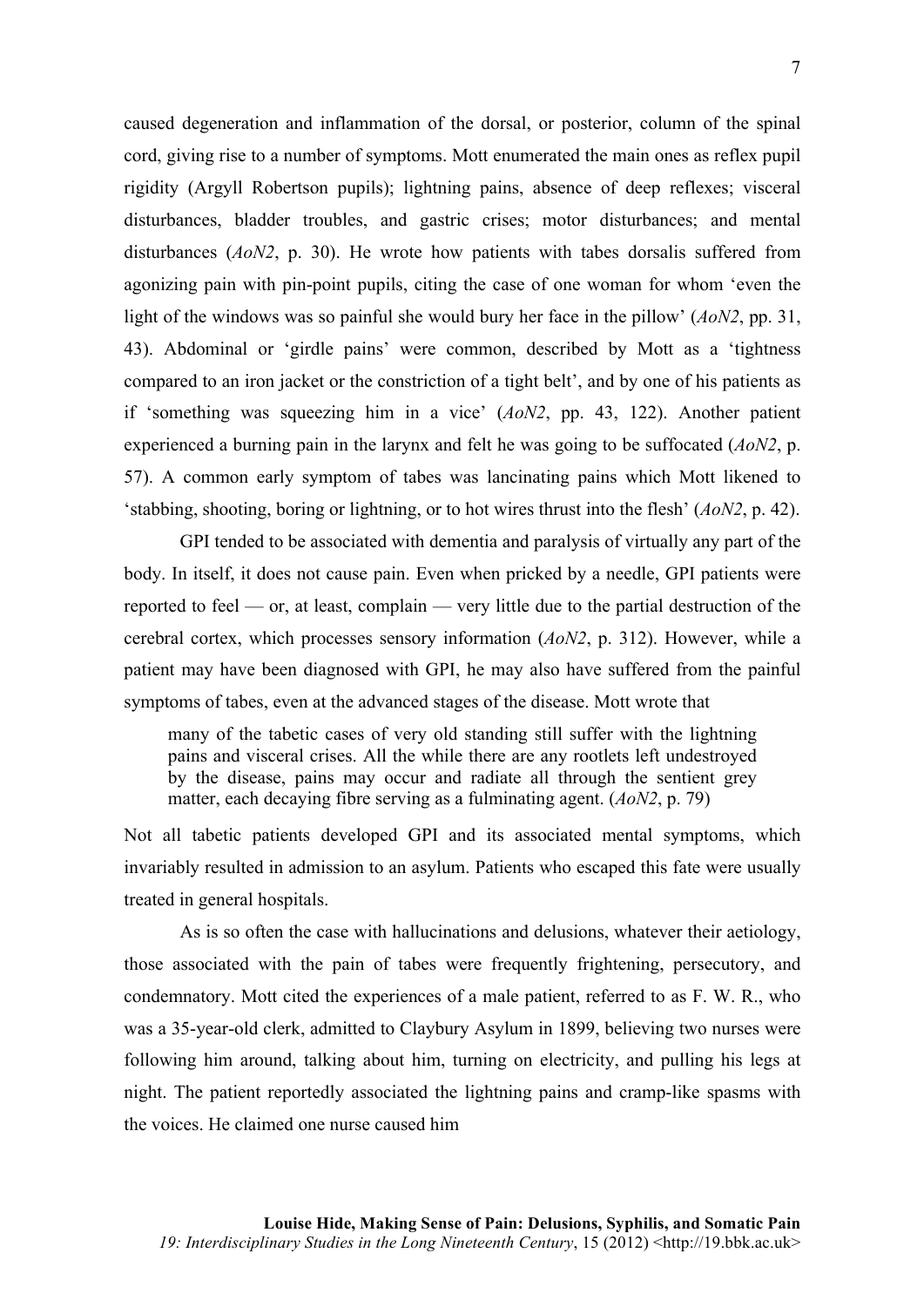caused degeneration and inflammation of the dorsal, or posterior, column of the spinal cord, giving rise to a number of symptoms. Mott enumerated the main ones as reflex pupil rigidity (Argyll Robertson pupils); lightning pains, absence of deep reflexes; visceral disturbances, bladder troubles, and gastric crises; motor disturbances; and mental disturbances (*AoN2*, p. 30). He wrote how patients with tabes dorsalis suffered from agonizing pain with pin-point pupils, citing the case of one woman for whom 'even the light of the windows was so painful she would bury her face in the pillow' (*AoN2*, pp. 31, 43). Abdominal or 'girdle pains' were common, described by Mott as a 'tightness compared to an iron jacket or the constriction of a tight belt', and by one of his patients as if 'something was squeezing him in a vice' (*AoN2*, pp. 43, 122). Another patient experienced a burning pain in the larynx and felt he was going to be suffocated (*AoN2*, p. 57). A common early symptom of tabes was lancinating pains which Mott likened to 'stabbing, shooting, boring or lightning, or to hot wires thrust into the flesh' (*AoN2*, p. 42).

GPI tended to be associated with dementia and paralysis of virtually any part of the body. In itself, it does not cause pain. Even when pricked by a needle, GPI patients were reported to feel — or, at least, complain — very little due to the partial destruction of the cerebral cortex, which processes sensory information (*AoN2*, p. 312). However, while a patient may have been diagnosed with GPI, he may also have suffered from the painful symptoms of tabes, even at the advanced stages of the disease. Mott wrote that

> many of the tabetic cases of very old standing still suffer with the lightning pains and visceral crises. All the while there are any rootlets left undestroyed by the disease, pains may occur and radiate all through the sentient grey matter, each decaying fibre serving as a fulminating agent. (*AoN2*, p. 79)

Not all tabetic patients developed GPI and its associated mental symptoms, which invariably resulted in admission to an asylum. Patients who escaped this fate were usually treated in general hospitals.

As is so often the case with hallucinations and delusions, whatever their aetiology, those associated with the pain of tabes were frequently frightening, persecutory, and condemnatory. Mott cited the experiences of a male patient, referred to as F. W. R., who was a 35-year-old clerk, admitted to Claybury Asylum in 1899, believing two nurses were following him around, talking about him, turning on electricity, and pulling his legs at night. The patient reportedly associated the lightning pains and cramp-like spasms with the voices. He claimed one nurse caused him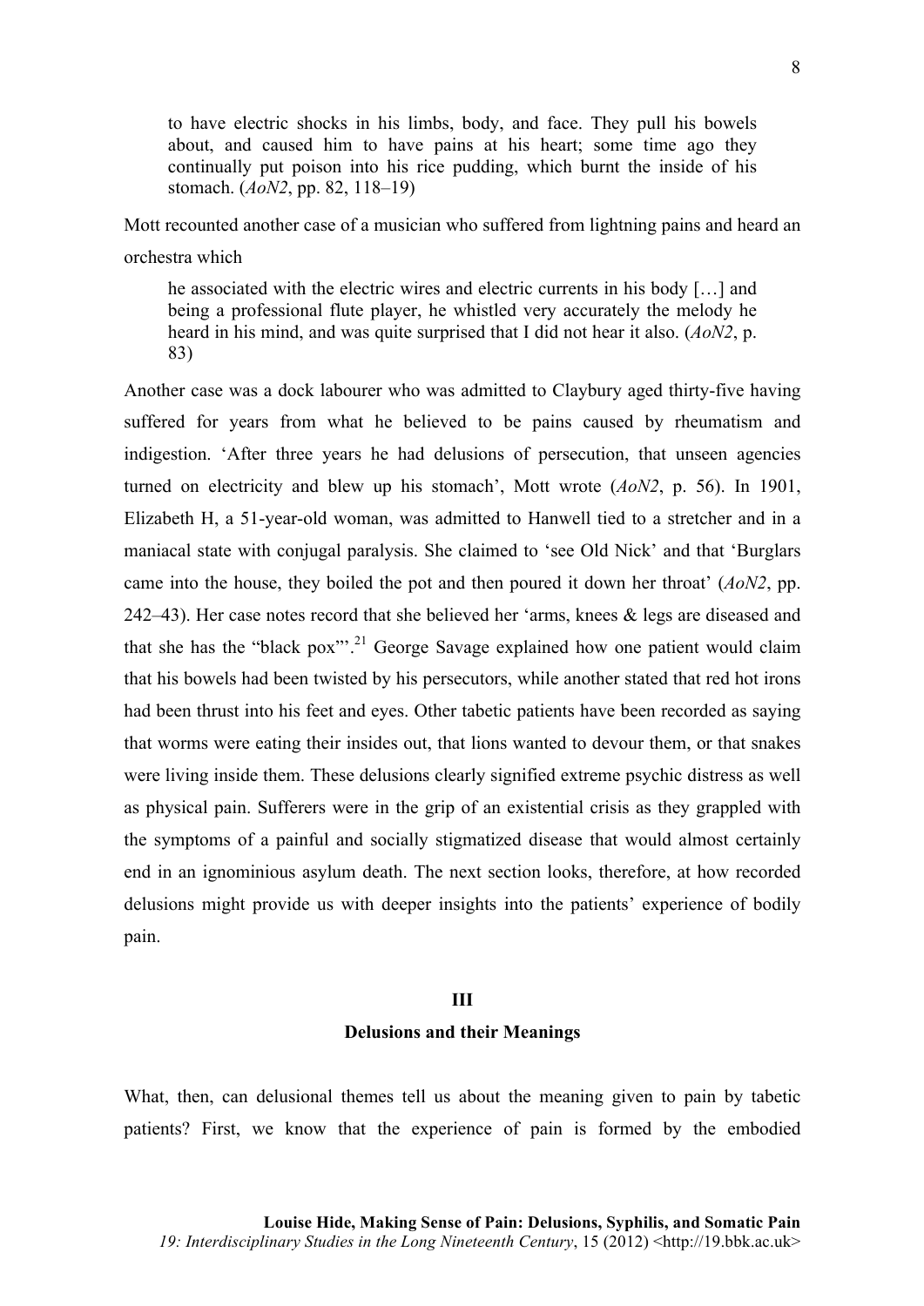> to have electric shocks in his limbs, body, and face. They pull his bowels about, and caused him to have pains at his heart; some time ago they continually put poison into his rice pudding, which burnt the inside of his stomach. (*AoN2*, pp. 82, 118–19)

Mott recounted another case of a musician who suffered from lightning pains and heard an orchestra which

> he associated with the electric wires and electric currents in his body […] and being a professional flute player, he whistled very accurately the melody he heard in his mind, and was quite surprised that I did not hear it also. (*AoN2*, p. 83)

Another case was a dock labourer who was admitted to Claybury aged thirty-five having suffered for years from what he believed to be pains caused by rheumatism and indigestion. 'After three years he had delusions of persecution, that unseen agencies turned on electricity and blew up his stomach', Mott wrote (*AoN2*, p. 56). In 1901, Elizabeth H, a 51-year-old woman, was admitted to Hanwell tied to a stretcher and in a maniacal state with conjugal paralysis. She claimed to 'see Old Nick' and that 'Burglars came into the house, they boiled the pot and then poured it down her throat' (*AoN2*, pp. 242–43). Her case notes record that she believed her 'arms, knees & legs are diseased and that she has the "black pox"'.[21] George Savage explained how one patient would claim that his bowels had been twisted by his persecutors, while another stated that red hot irons had been thrust into his feet and eyes. Other tabetic patients have been recorded as saying that worms were eating their insides out, that lions wanted to devour them, or that snakes were living inside them. These delusions clearly signified extreme psychic distress as well as physical pain. Sufferers were in the grip of an existential crisis as they grappled with the symptoms of a painful and socially stigmatized disease that would almost certainly end in an ignominious asylum death. The next section looks, therefore, at how recorded delusions might provide us with deeper insights into the patients' experience of bodily pain.

## III

## Delusions and their Meanings

What, then, can delusional themes tell us about the meaning given to pain by tabetic patients? First, we know that the experience of pain is formed by the embodied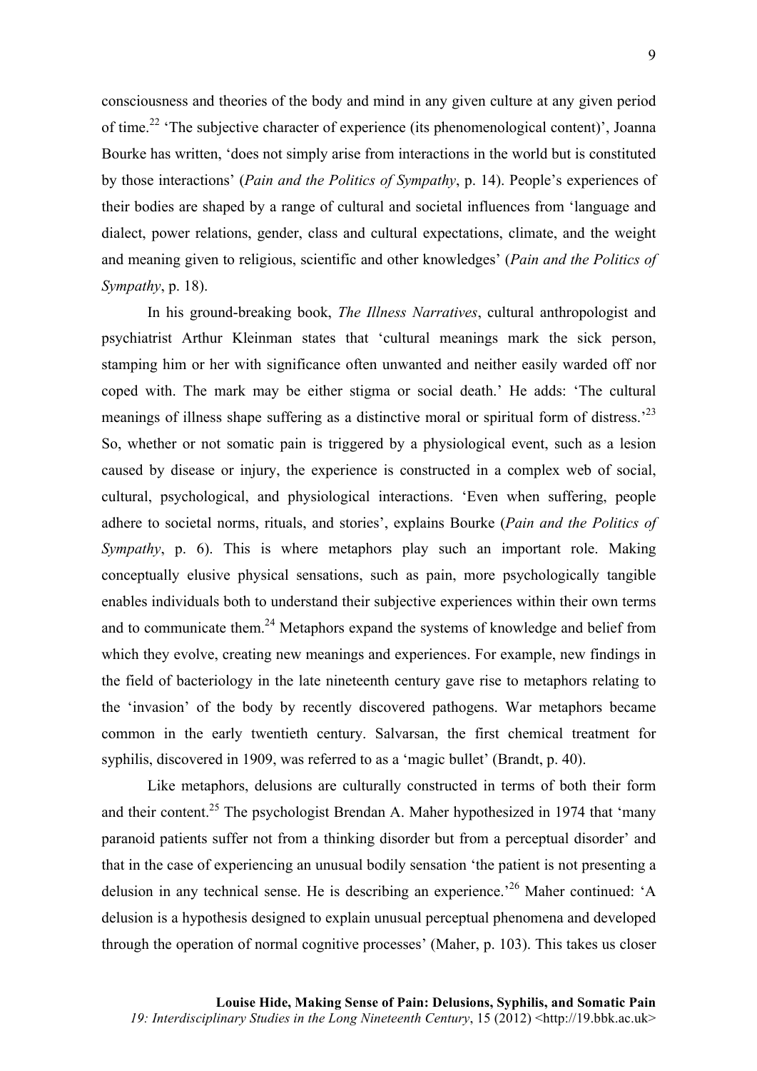consciousness and theories of the body and mind in any given culture at any given period of time.[22] 'The subjective character of experience (its phenomenological content)', Joanna Bourke has written, 'does not simply arise from interactions in the world but is constituted by those interactions' (*Pain and the Politics of Sympathy*, p. 14). People's experiences of their bodies are shaped by a range of cultural and societal influences from 'language and dialect, power relations, gender, class and cultural expectations, climate, and the weight and meaning given to religious, scientific and other knowledges' (*Pain and the Politics of Sympathy*, p. 18).

In his ground-breaking book, *The Illness Narratives*, cultural anthropologist and psychiatrist Arthur Kleinman states that 'cultural meanings mark the sick person, stamping him or her with significance often unwanted and neither easily warded off nor coped with. The mark may be either stigma or social death.' He adds: 'The cultural meanings of illness shape suffering as a distinctive moral or spiritual form of distress.'[23] So, whether or not somatic pain is triggered by a physiological event, such as a lesion caused by disease or injury, the experience is constructed in a complex web of social, cultural, psychological, and physiological interactions. 'Even when suffering, people adhere to societal norms, rituals, and stories', explains Bourke (*Pain and the Politics of Sympathy*, p. 6). This is where metaphors play such an important role. Making conceptually elusive physical sensations, such as pain, more psychologically tangible enables individuals both to understand their subjective experiences within their own terms and to communicate them.[24] Metaphors expand the systems of knowledge and belief from which they evolve, creating new meanings and experiences. For example, new findings in the field of bacteriology in the late nineteenth century gave rise to metaphors relating to the 'invasion' of the body by recently discovered pathogens. War metaphors became common in the early twentieth century. Salvarsan, the first chemical treatment for syphilis, discovered in 1909, was referred to as a 'magic bullet' (Brandt, p. 40).

Like metaphors, delusions are culturally constructed in terms of both their form and their content.[25] The psychologist Brendan A. Maher hypothesized in 1974 that 'many paranoid patients suffer not from a thinking disorder but from a perceptual disorder' and that in the case of experiencing an unusual bodily sensation 'the patient is not presenting a delusion in any technical sense. He is describing an experience.'[26] Maher continued: 'A delusion is a hypothesis designed to explain unusual perceptual phenomena and developed through the operation of normal cognitive processes' (Maher, p. 103). This takes us closer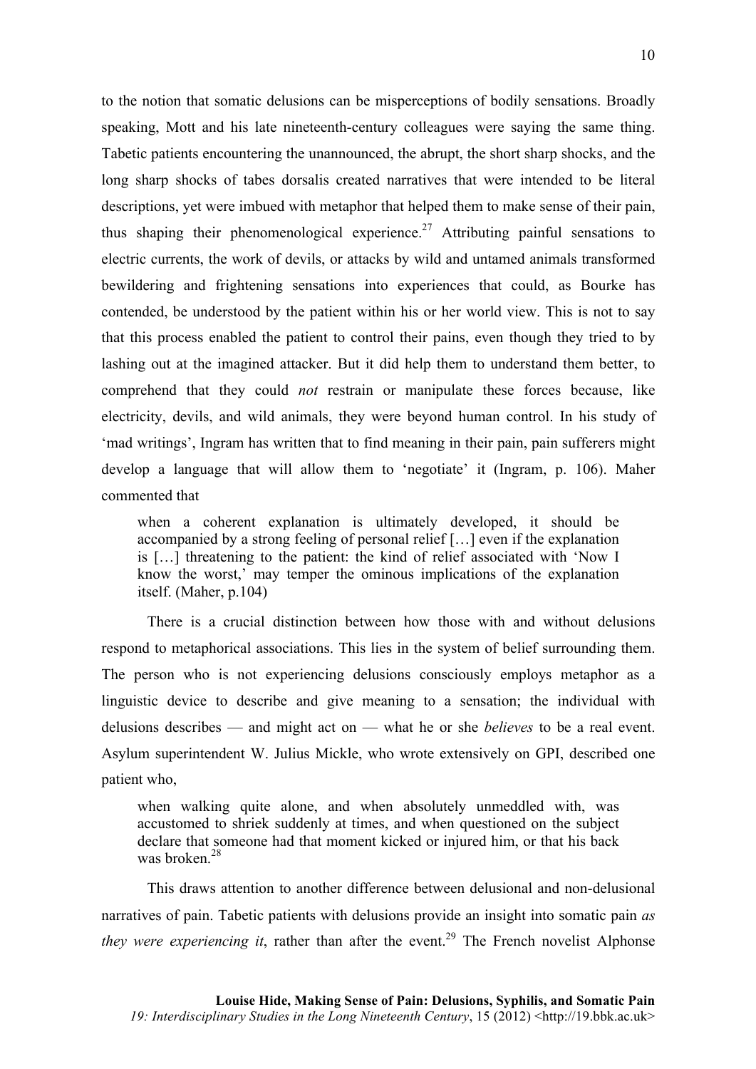to the notion that somatic delusions can be misperceptions of bodily sensations. Broadly speaking, Mott and his late nineteenth-century colleagues were saying the same thing. Tabetic patients encountering the unannounced, the abrupt, the short sharp shocks, and the long sharp shocks of tabes dorsalis created narratives that were intended to be literal descriptions, yet were imbued with metaphor that helped them to make sense of their pain, thus shaping their phenomenological experience.[27] Attributing painful sensations to electric currents, the work of devils, or attacks by wild and untamed animals transformed bewildering and frightening sensations into experiences that could, as Bourke has contended, be understood by the patient within his or her world view. This is not to say that this process enabled the patient to control their pains, even though they tried to by lashing out at the imagined attacker. But it did help them to understand them better, to comprehend that they could *not* restrain or manipulate these forces because, like electricity, devils, and wild animals, they were beyond human control. In his study of 'mad writings', Ingram has written that to find meaning in their pain, pain sufferers might develop a language that will allow them to 'negotiate' it (Ingram, p. 106). Maher commented that

> when a coherent explanation is ultimately developed, it should be accompanied by a strong feeling of personal relief […] even if the explanation is […] threatening to the patient: the kind of relief associated with 'Now I know the worst,' may temper the ominous implications of the explanation itself. (Maher, p.104)

There is a crucial distinction between how those with and without delusions respond to metaphorical associations. This lies in the system of belief surrounding them. The person who is not experiencing delusions consciously employs metaphor as a linguistic device to describe and give meaning to a sensation; the individual with delusions describes — and might act on — what he or she *believes* to be a real event. Asylum superintendent W. Julius Mickle, who wrote extensively on GPI, described one patient who,

> when walking quite alone, and when absolutely unmeddled with, was accustomed to shriek suddenly at times, and when questioned on the subject declare that someone had that moment kicked or injured him, or that his back was broken.[28]

This draws attention to another difference between delusional and non-delusional narratives of pain. Tabetic patients with delusions provide an insight into somatic pain *as they were experiencing it*, rather than after the event.[29] The French novelist Alphonse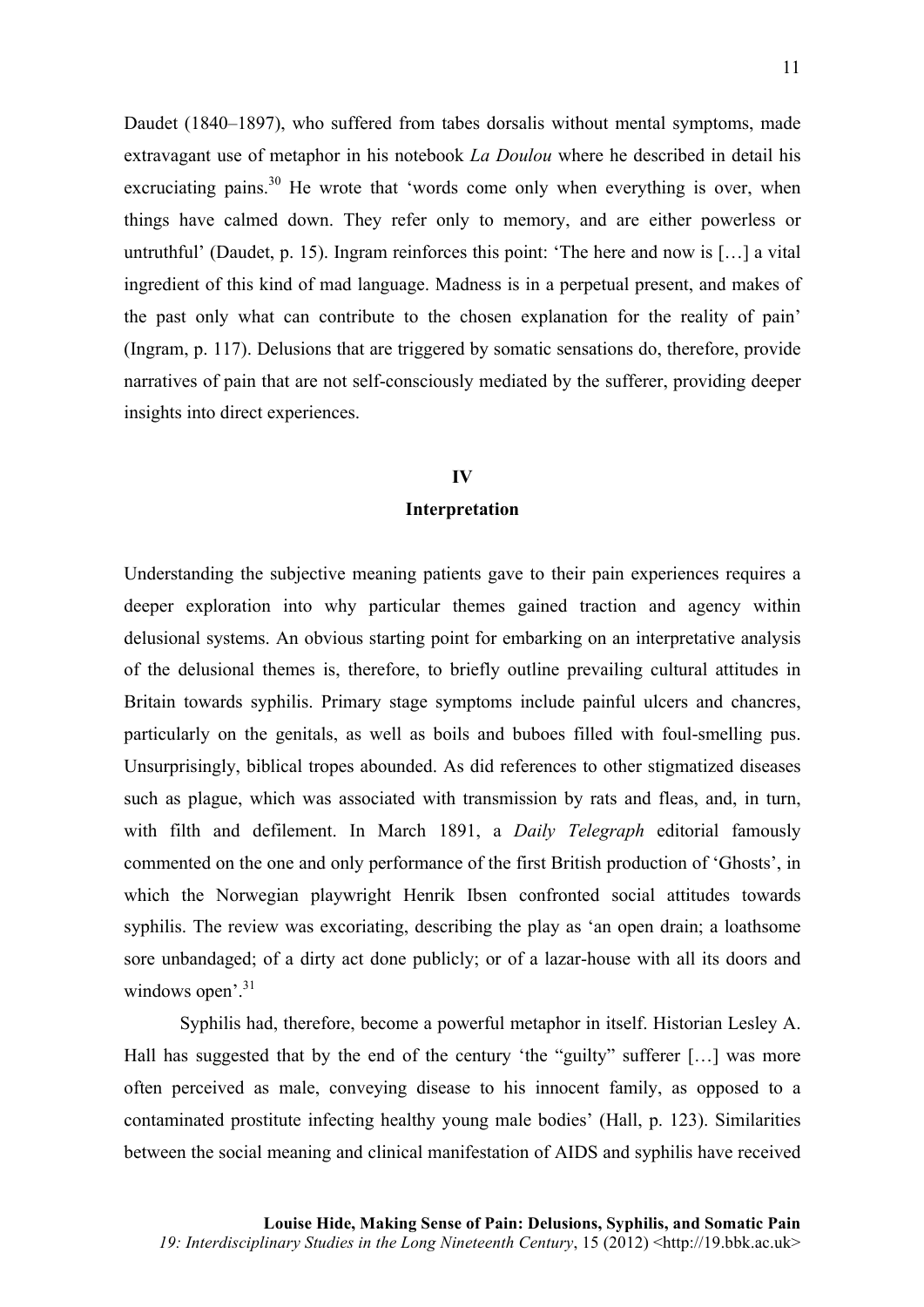Daudet (1840–1897), who suffered from tabes dorsalis without mental symptoms, made extravagant use of metaphor in his notebook *La Doulou* where he described in detail his excruciating pains.[30] He wrote that 'words come only when everything is over, when things have calmed down. They refer only to memory, and are either powerless or untruthful' (Daudet, p. 15). Ingram reinforces this point: 'The here and now is […] a vital ingredient of this kind of mad language. Madness is in a perpetual present, and makes of the past only what can contribute to the chosen explanation for the reality of pain' (Ingram, p. 117). Delusions that are triggered by somatic sensations do, therefore, provide narratives of pain that are not self-consciously mediated by the sufferer, providing deeper insights into direct experiences.

## IV
## Interpretation

Understanding the subjective meaning patients gave to their pain experiences requires a deeper exploration into why particular themes gained traction and agency within delusional systems. An obvious starting point for embarking on an interpretative analysis of the delusional themes is, therefore, to briefly outline prevailing cultural attitudes in Britain towards syphilis. Primary stage symptoms include painful ulcers and chancres, particularly on the genitals, as well as boils and buboes filled with foul-smelling pus. Unsurprisingly, biblical tropes abounded. As did references to other stigmatized diseases such as plague, which was associated with transmission by rats and fleas, and, in turn, with filth and defilement. In March 1891, a *Daily Telegraph* editorial famously commented on the one and only performance of the first British production of 'Ghosts', in which the Norwegian playwright Henrik Ibsen confronted social attitudes towards syphilis. The review was excoriating, describing the play as 'an open drain; a loathsome sore unbandaged; of a dirty act done publicly; or of a lazar-house with all its doors and windows open'.[31]

Syphilis had, therefore, become a powerful metaphor in itself. Historian Lesley A. Hall has suggested that by the end of the century 'the "guilty" sufferer […] was more often perceived as male, conveying disease to his innocent family, as opposed to a contaminated prostitute infecting healthy young male bodies' (Hall, p. 123). Similarities between the social meaning and clinical manifestation of AIDS and syphilis have received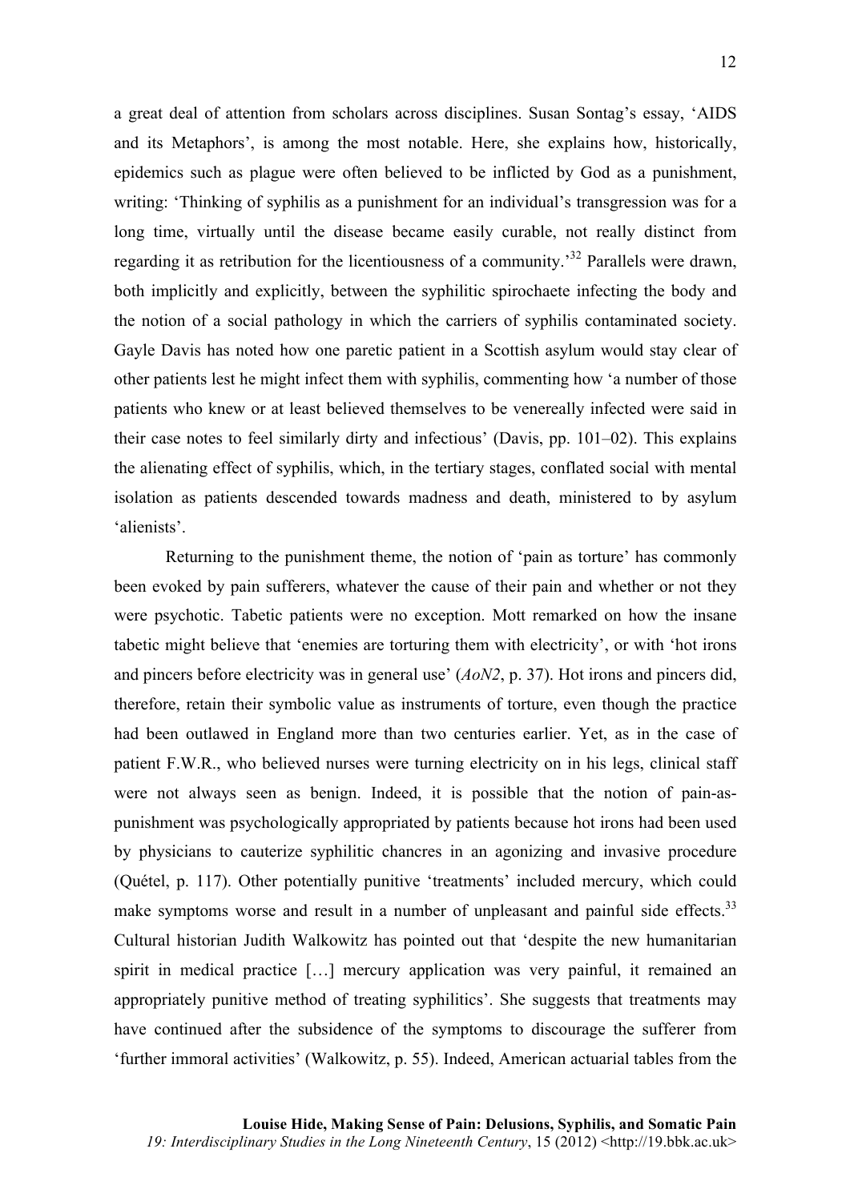a great deal of attention from scholars across disciplines. Susan Sontag's essay, 'AIDS and its Metaphors', is among the most notable. Here, she explains how, historically, epidemics such as plague were often believed to be inflicted by God as a punishment, writing: 'Thinking of syphilis as a punishment for an individual's transgression was for a long time, virtually until the disease became easily curable, not really distinct from regarding it as retribution for the licentiousness of a community.'[32] Parallels were drawn, both implicitly and explicitly, between the syphilitic spirochaete infecting the body and the notion of a social pathology in which the carriers of syphilis contaminated society. Gayle Davis has noted how one paretic patient in a Scottish asylum would stay clear of other patients lest he might infect them with syphilis, commenting how 'a number of those patients who knew or at least believed themselves to be venereally infected were said in their case notes to feel similarly dirty and infectious' (Davis, pp. 101–02). This explains the alienating effect of syphilis, which, in the tertiary stages, conflated social with mental isolation as patients descended towards madness and death, ministered to by asylum 'alienists'.

Returning to the punishment theme, the notion of 'pain as torture' has commonly been evoked by pain sufferers, whatever the cause of their pain and whether or not they were psychotic. Tabetic patients were no exception. Mott remarked on how the insane tabetic might believe that 'enemies are torturing them with electricity', or with 'hot irons and pincers before electricity was in general use' (*AoN2*, p. 37). Hot irons and pincers did, therefore, retain their symbolic value as instruments of torture, even though the practice had been outlawed in England more than two centuries earlier. Yet, as in the case of patient F.W.R., who believed nurses were turning electricity on in his legs, clinical staff were not always seen as benign. Indeed, it is possible that the notion of pain-as-punishment was psychologically appropriated by patients because hot irons had been used by physicians to cauterize syphilitic chancres in an agonizing and invasive procedure (Quétel, p. 117). Other potentially punitive 'treatments' included mercury, which could make symptoms worse and result in a number of unpleasant and painful side effects.[33] Cultural historian Judith Walkowitz has pointed out that 'despite the new humanitarian spirit in medical practice […] mercury application was very painful, it remained an appropriately punitive method of treating syphilitics'. She suggests that treatments may have continued after the subsidence of the symptoms to discourage the sufferer from 'further immoral activities' (Walkowitz, p. 55). Indeed, American actuarial tables from the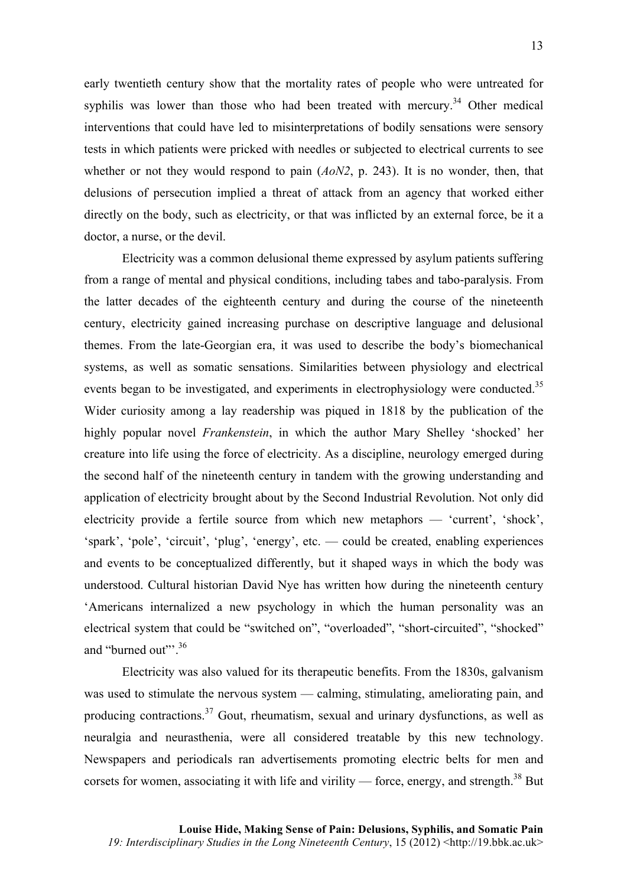early twentieth century show that the mortality rates of people who were untreated for syphilis was lower than those who had been treated with mercury.[34] Other medical interventions that could have led to misinterpretations of bodily sensations were sensory tests in which patients were pricked with needles or subjected to electrical currents to see whether or not they would respond to pain (*AoN2*, p. 243). It is no wonder, then, that delusions of persecution implied a threat of attack from an agency that worked either directly on the body, such as electricity, or that was inflicted by an external force, be it a doctor, a nurse, or the devil.

Electricity was a common delusional theme expressed by asylum patients suffering from a range of mental and physical conditions, including tabes and tabo-paralysis. From the latter decades of the eighteenth century and during the course of the nineteenth century, electricity gained increasing purchase on descriptive language and delusional themes. From the late-Georgian era, it was used to describe the body's biomechanical systems, as well as somatic sensations. Similarities between physiology and electrical events began to be investigated, and experiments in electrophysiology were conducted.[35] Wider curiosity among a lay readership was piqued in 1818 by the publication of the highly popular novel *Frankenstein*, in which the author Mary Shelley 'shocked' her creature into life using the force of electricity. As a discipline, neurology emerged during the second half of the nineteenth century in tandem with the growing understanding and application of electricity brought about by the Second Industrial Revolution. Not only did electricity provide a fertile source from which new metaphors — 'current', 'shock', 'spark', 'pole', 'circuit', 'plug', 'energy', etc. — could be created, enabling experiences and events to be conceptualized differently, but it shaped ways in which the body was understood. Cultural historian David Nye has written how during the nineteenth century 'Americans internalized a new psychology in which the human personality was an electrical system that could be "switched on", "overloaded", "short-circuited", "shocked" and "burned out"'.[36]

Electricity was also valued for its therapeutic benefits. From the 1830s, galvanism was used to stimulate the nervous system — calming, stimulating, ameliorating pain, and producing contractions.[37] Gout, rheumatism, sexual and urinary dysfunctions, as well as neuralgia and neurasthenia, were all considered treatable by this new technology. Newspapers and periodicals ran advertisements promoting electric belts for men and corsets for women, associating it with life and virility — force, energy, and strength.[38] But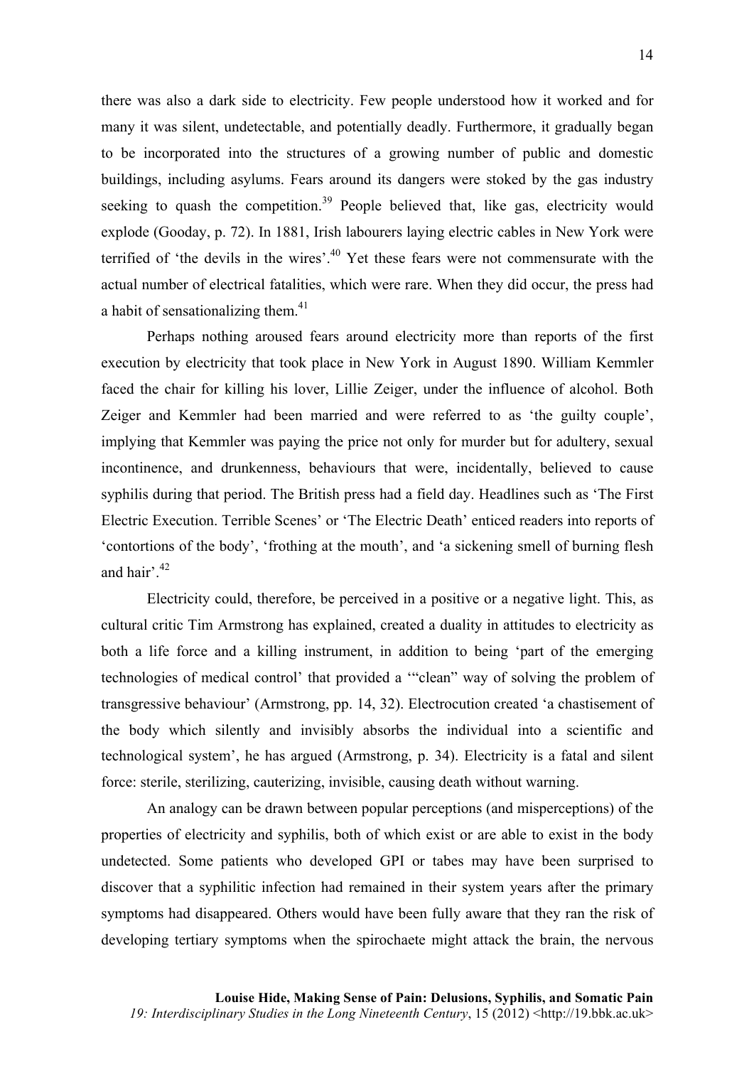there was also a dark side to electricity. Few people understood how it worked and for many it was silent, undetectable, and potentially deadly. Furthermore, it gradually began to be incorporated into the structures of a growing number of public and domestic buildings, including asylums. Fears around its dangers were stoked by the gas industry seeking to quash the competition.[39] People believed that, like gas, electricity would explode (Gooday, p. 72). In 1881, Irish labourers laying electric cables in New York were terrified of 'the devils in the wires'.[40] Yet these fears were not commensurate with the actual number of electrical fatalities, which were rare. When they did occur, the press had a habit of sensationalizing them.[41]

Perhaps nothing aroused fears around electricity more than reports of the first execution by electricity that took place in New York in August 1890. William Kemmler faced the chair for killing his lover, Lillie Zeiger, under the influence of alcohol. Both Zeiger and Kemmler had been married and were referred to as 'the guilty couple', implying that Kemmler was paying the price not only for murder but for adultery, sexual incontinence, and drunkenness, behaviours that were, incidentally, believed to cause syphilis during that period. The British press had a field day. Headlines such as 'The First Electric Execution. Terrible Scenes' or 'The Electric Death' enticed readers into reports of 'contortions of the body', 'frothing at the mouth', and 'a sickening smell of burning flesh and hair'.[42]

Electricity could, therefore, be perceived in a positive or a negative light. This, as cultural critic Tim Armstrong has explained, created a duality in attitudes to electricity as both a life force and a killing instrument, in addition to being 'part of the emerging technologies of medical control' that provided a '"clean" way of solving the problem of transgressive behaviour' (Armstrong, pp. 14, 32). Electrocution created 'a chastisement of the body which silently and invisibly absorbs the individual into a scientific and technological system', he has argued (Armstrong, p. 34). Electricity is a fatal and silent force: sterile, sterilizing, cauterizing, invisible, causing death without warning.

An analogy can be drawn between popular perceptions (and misperceptions) of the properties of electricity and syphilis, both of which exist or are able to exist in the body undetected. Some patients who developed GPI or tabes may have been surprised to discover that a syphilitic infection had remained in their system years after the primary symptoms had disappeared. Others would have been fully aware that they ran the risk of developing tertiary symptoms when the spirochaete might attack the brain, the nervous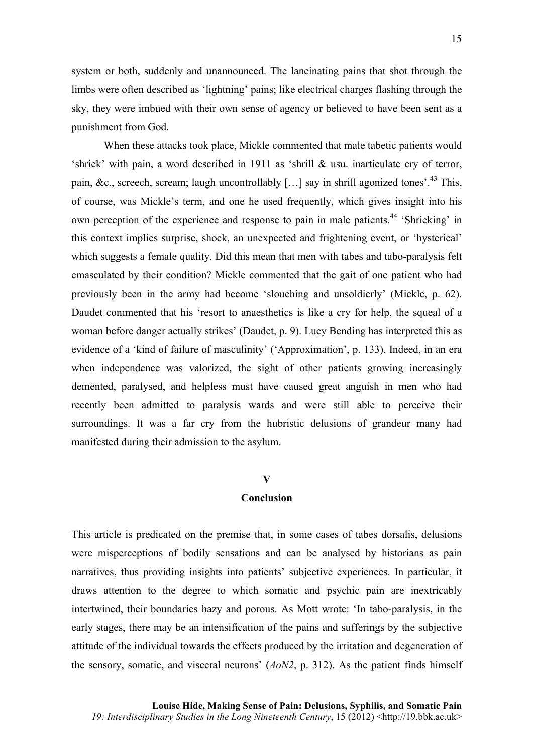system or both, suddenly and unannounced. The lancinating pains that shot through the limbs were often described as 'lightning' pains; like electrical charges flashing through the sky, they were imbued with their own sense of agency or believed to have been sent as a punishment from God.

When these attacks took place, Mickle commented that male tabetic patients would 'shriek' with pain, a word described in 1911 as 'shrill & usu. inarticulate cry of terror, pain, &c., screech, scream; laugh uncontrollably […] say in shrill agonized tones'.[43] This, of course, was Mickle's term, and one he used frequently, which gives insight into his own perception of the experience and response to pain in male patients.[44] 'Shrieking' in this context implies surprise, shock, an unexpected and frightening event, or 'hysterical' which suggests a female quality. Did this mean that men with tabes and tabo-paralysis felt emasculated by their condition? Mickle commented that the gait of one patient who had previously been in the army had become 'slouching and unsoldierly' (Mickle, p. 62). Daudet commented that his 'resort to anaesthetics is like a cry for help, the squeal of a woman before danger actually strikes' (Daudet, p. 9). Lucy Bending has interpreted this as evidence of a 'kind of failure of masculinity' ('Approximation', p. 133). Indeed, in an era when independence was valorized, the sight of other patients growing increasingly demented, paralysed, and helpless must have caused great anguish in men who had recently been admitted to paralysis wards and were still able to perceive their surroundings. It was a far cry from the hubristic delusions of grandeur many had manifested during their admission to the asylum.

## V
## Conclusion

This article is predicated on the premise that, in some cases of tabes dorsalis, delusions were misperceptions of bodily sensations and can be analysed by historians as pain narratives, thus providing insights into patients' subjective experiences. In particular, it draws attention to the degree to which somatic and psychic pain are inextricably intertwined, their boundaries hazy and porous. As Mott wrote: 'In tabo-paralysis, in the early stages, there may be an intensification of the pains and sufferings by the subjective attitude of the individual towards the effects produced by the irritation and degeneration of the sensory, somatic, and visceral neurons' (*AoN2*, p. 312). As the patient finds himself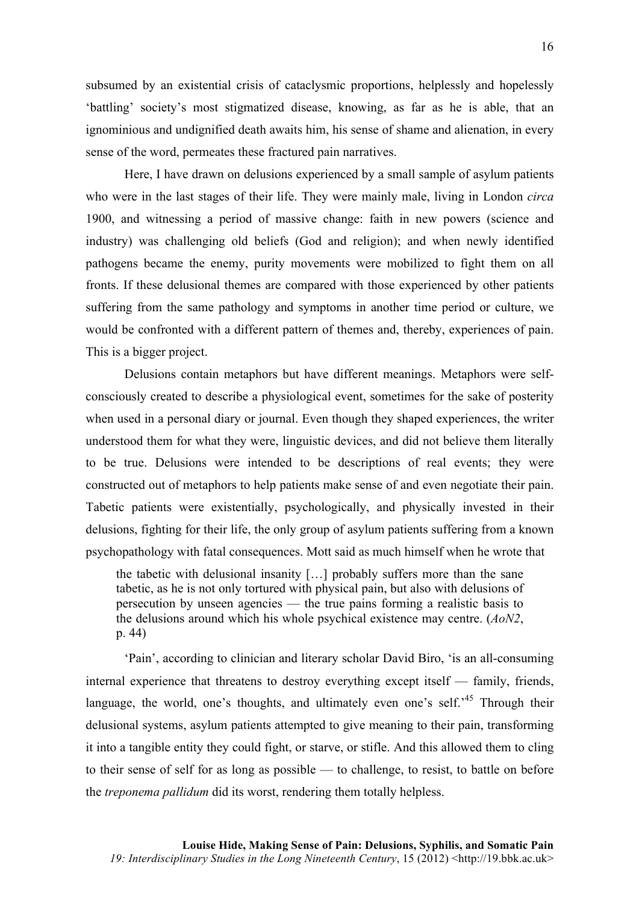subsumed by an existential crisis of cataclysmic proportions, helplessly and hopelessly 'battling' society's most stigmatized disease, knowing, as far as he is able, that an ignominious and undignified death awaits him, his sense of shame and alienation, in every sense of the word, permeates these fractured pain narratives.

Here, I have drawn on delusions experienced by a small sample of asylum patients who were in the last stages of their life. They were mainly male, living in London *circa* 1900, and witnessing a period of massive change: faith in new powers (science and industry) was challenging old beliefs (God and religion); and when newly identified pathogens became the enemy, purity movements were mobilized to fight them on all fronts. If these delusional themes are compared with those experienced by other patients suffering from the same pathology and symptoms in another time period or culture, we would be confronted with a different pattern of themes and, thereby, experiences of pain. This is a bigger project.

Delusions contain metaphors but have different meanings. Metaphors were self-consciously created to describe a physiological event, sometimes for the sake of posterity when used in a personal diary or journal. Even though they shaped experiences, the writer understood them for what they were, linguistic devices, and did not believe them literally to be true. Delusions were intended to be descriptions of real events; they were constructed out of metaphors to help patients make sense of and even negotiate their pain. Tabetic patients were existentially, psychologically, and physically invested in their delusions, fighting for their life, the only group of asylum patients suffering from a known psychopathology with fatal consequences. Mott said as much himself when he wrote that

> the tabetic with delusional insanity […] probably suffers more than the sane tabetic, as he is not only tortured with physical pain, but also with delusions of persecution by unseen agencies — the true pains forming a realistic basis to the delusions around which his whole psychical existence may centre. (*AoN2*, p. 44)

'Pain', according to clinician and literary scholar David Biro, 'is an all-consuming internal experience that threatens to destroy everything except itself — family, friends, language, the world, one's thoughts, and ultimately even one's self.'[45] Through their delusional systems, asylum patients attempted to give meaning to their pain, transforming it into a tangible entity they could fight, or starve, or stifle. And this allowed them to cling to their sense of self for as long as possible — to challenge, to resist, to battle on before the *treponema pallidum* did its worst, rendering them totally helpless.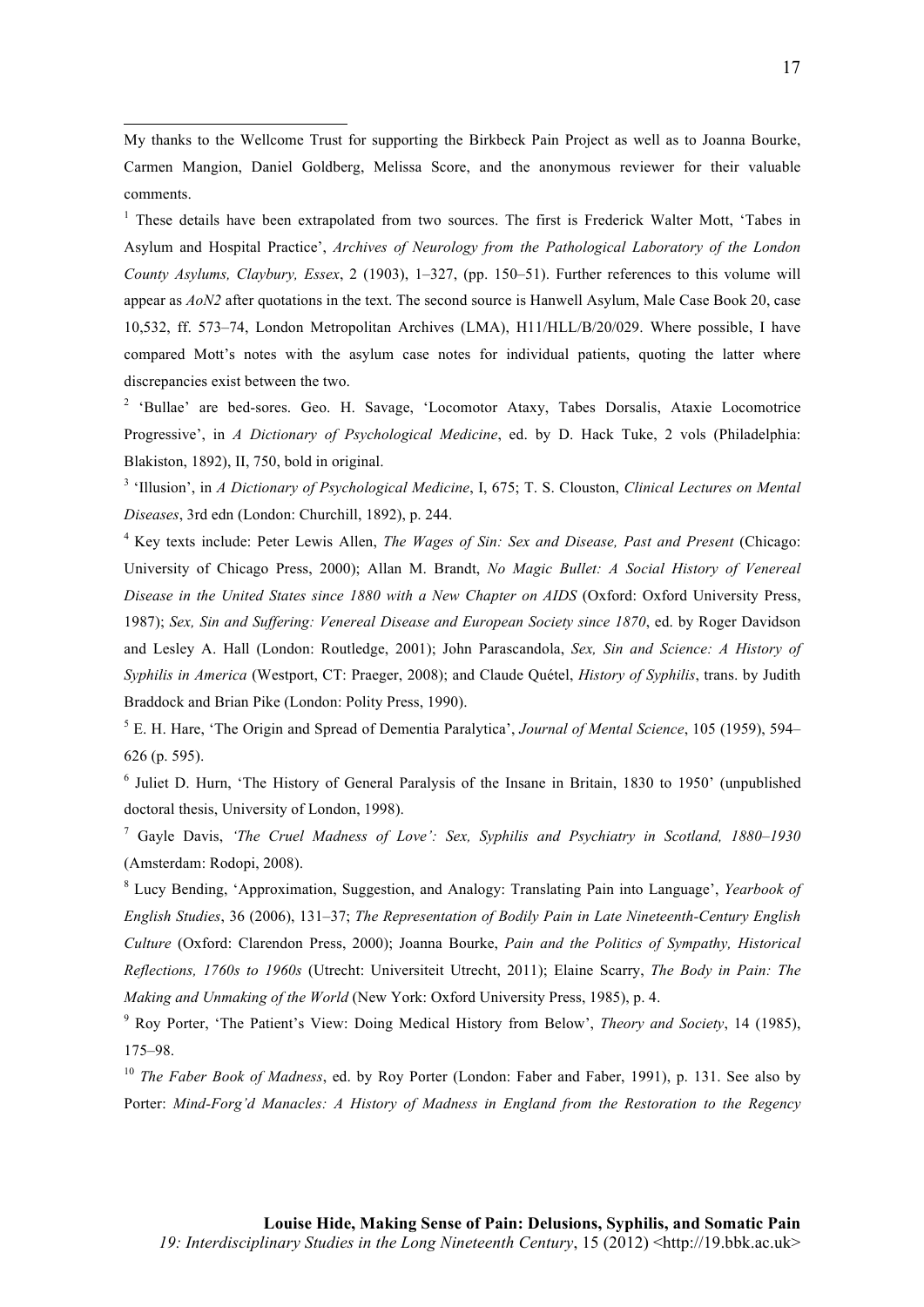My thanks to the Wellcome Trust for supporting the Birkbeck Pain Project as well as to Joanna Bourke, Carmen Mangion, Daniel Goldberg, Melissa Score, and the anonymous reviewer for their valuable comments.

[1] These details have been extrapolated from two sources. The first is Frederick Walter Mott, 'Tabes in Asylum and Hospital Practice', *Archives of Neurology from the Pathological Laboratory of the London County Asylums, Claybury, Essex*, 2 (1903), 1–327, (pp. 150–51). Further references to this volume will appear as *AoN2* after quotations in the text. The second source is Hanwell Asylum, Male Case Book 20, case 10,532, ff. 573–74, London Metropolitan Archives (LMA), H11/HLL/B/20/029. Where possible, I have compared Mott's notes with the asylum case notes for individual patients, quoting the latter where discrepancies exist between the two.

[2] 'Bullae' are bed-sores. Geo. H. Savage, 'Locomotor Ataxy, Tabes Dorsalis, Ataxie Locomotrice Progressive', in *A Dictionary of Psychological Medicine*, ed. by D. Hack Tuke, 2 vols (Philadelphia: Blakiston, 1892), II, 750, bold in original.

[3] 'Illusion', in *A Dictionary of Psychological Medicine*, I, 675; T. S. Clouston, *Clinical Lectures on Mental Diseases*, 3rd edn (London: Churchill, 1892), p. 244.

[4] Key texts include: Peter Lewis Allen, *The Wages of Sin: Sex and Disease, Past and Present* (Chicago: University of Chicago Press, 2000); Allan M. Brandt, *No Magic Bullet: A Social History of Venereal Disease in the United States since 1880 with a New Chapter on AIDS* (Oxford: Oxford University Press, 1987); *Sex, Sin and Suffering: Venereal Disease and European Society since 1870*, ed. by Roger Davidson and Lesley A. Hall (London: Routledge, 2001); John Parascandola, *Sex, Sin and Science: A History of Syphilis in America* (Westport, CT: Praeger, 2008); and Claude Quétel, *History of Syphilis*, trans. by Judith Braddock and Brian Pike (London: Polity Press, 1990).

[5] E. H. Hare, 'The Origin and Spread of Dementia Paralytica', *Journal of Mental Science*, 105 (1959), 594–626 (p. 595).

[6] Juliet D. Hurn, 'The History of General Paralysis of the Insane in Britain, 1830 to 1950' (unpublished doctoral thesis, University of London, 1998).

[7] Gayle Davis, *'The Cruel Madness of Love': Sex, Syphilis and Psychiatry in Scotland, 1880–1930* (Amsterdam: Rodopi, 2008).

[8] Lucy Bending, 'Approximation, Suggestion, and Analogy: Translating Pain into Language', *Yearbook of English Studies*, 36 (2006), 131–37; *The Representation of Bodily Pain in Late Nineteenth-Century English Culture* (Oxford: Clarendon Press, 2000); Joanna Bourke, *Pain and the Politics of Sympathy, Historical Reflections, 1760s to 1960s* (Utrecht: Universiteit Utrecht, 2011); Elaine Scarry, *The Body in Pain: The Making and Unmaking of the World* (New York: Oxford University Press, 1985), p. 4.

[9] Roy Porter, 'The Patient's View: Doing Medical History from Below', *Theory and Society*, 14 (1985), 175–98.

[10] *The Faber Book of Madness*, ed. by Roy Porter (London: Faber and Faber, 1991), p. 131. See also by Porter: *Mind-Forg'd Manacles: A History of Madness in England from the Restoration to the Regency*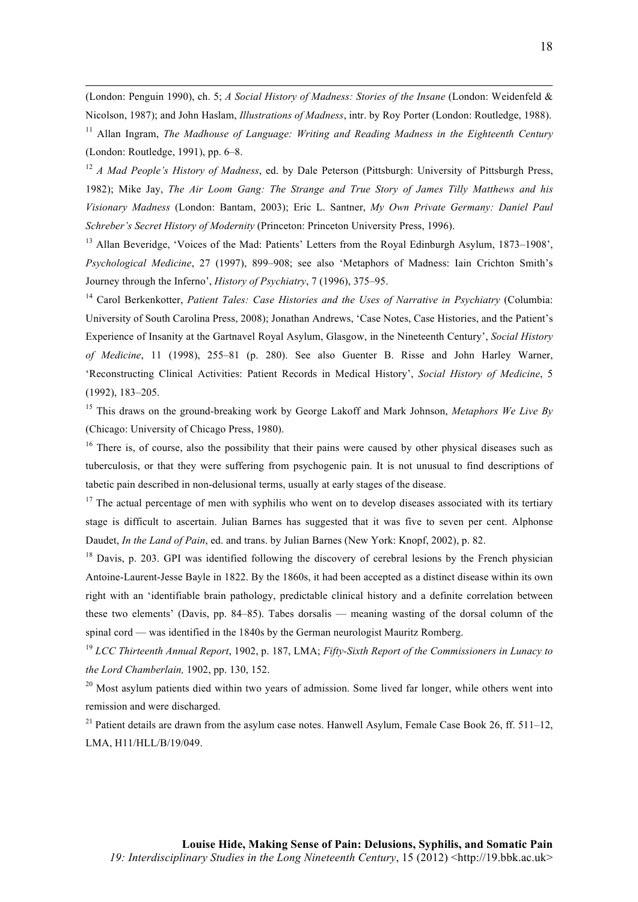(London: Penguin 1990), ch. 5; *A Social History of Madness: Stories of the Insane* (London: Weidenfeld & Nicolson, 1987); and John Haslam, *Illustrations of Madness*, intr. by Roy Porter (London: Routledge, 1988).

[11] Allan Ingram, *The Madhouse of Language: Writing and Reading Madness in the Eighteenth Century* (London: Routledge, 1991), pp. 6–8.

[12] *A Mad People's History of Madness*, ed. by Dale Peterson (Pittsburgh: University of Pittsburgh Press, 1982); Mike Jay, *The Air Loom Gang: The Strange and True Story of James Tilly Matthews and his Visionary Madness* (London: Bantam, 2003); Eric L. Santner, *My Own Private Germany: Daniel Paul Schreber's Secret History of Modernity* (Princeton: Princeton University Press, 1996).

[13] Allan Beveridge, 'Voices of the Mad: Patients' Letters from the Royal Edinburgh Asylum, 1873–1908', *Psychological Medicine*, 27 (1997), 899–908; see also 'Metaphors of Madness: Iain Crichton Smith's Journey through the Inferno', *History of Psychiatry*, 7 (1996), 375–95.

[14] Carol Berkenkotter, *Patient Tales: Case Histories and the Uses of Narrative in Psychiatry* (Columbia: University of South Carolina Press, 2008); Jonathan Andrews, 'Case Notes, Case Histories, and the Patient's Experience of Insanity at the Gartnavel Royal Asylum, Glasgow, in the Nineteenth Century', *Social History of Medicine*, 11 (1998), 255–81 (p. 280). See also Guenter B. Risse and John Harley Warner, 'Reconstructing Clinical Activities: Patient Records in Medical History', *Social History of Medicine*, 5 (1992), 183–205.

[15] This draws on the ground-breaking work by George Lakoff and Mark Johnson, *Metaphors We Live By* (Chicago: University of Chicago Press, 1980).

[16] There is, of course, also the possibility that their pains were caused by other physical diseases such as tuberculosis, or that they were suffering from psychogenic pain. It is not unusual to find descriptions of tabetic pain described in non-delusional terms, usually at early stages of the disease.

[17] The actual percentage of men with syphilis who went on to develop diseases associated with its tertiary stage is difficult to ascertain. Julian Barnes has suggested that it was five to seven per cent. Alphonse Daudet, *In the Land of Pain*, ed. and trans. by Julian Barnes (New York: Knopf, 2002), p. 82.

[18] Davis, p. 203. GPI was identified following the discovery of cerebral lesions by the French physician Antoine-Laurent-Jesse Bayle in 1822. By the 1860s, it had been accepted as a distinct disease within its own right with an 'identifiable brain pathology, predictable clinical history and a definite correlation between these two elements' (Davis, pp. 84–85). Tabes dorsalis — meaning wasting of the dorsal column of the spinal cord — was identified in the 1840s by the German neurologist Mauritz Romberg.

[19] *LCC Thirteenth Annual Report*, 1902, p. 187, LMA; *Fifty-Sixth Report of the Commissioners in Lunacy to the Lord Chamberlain,* 1902, pp. 130, 152.

[20] Most asylum patients died within two years of admission. Some lived far longer, while others went into remission and were discharged.

[21] Patient details are drawn from the asylum case notes. Hanwell Asylum, Female Case Book 26, ff. 511–12, LMA, H11/HLL/B/19/049.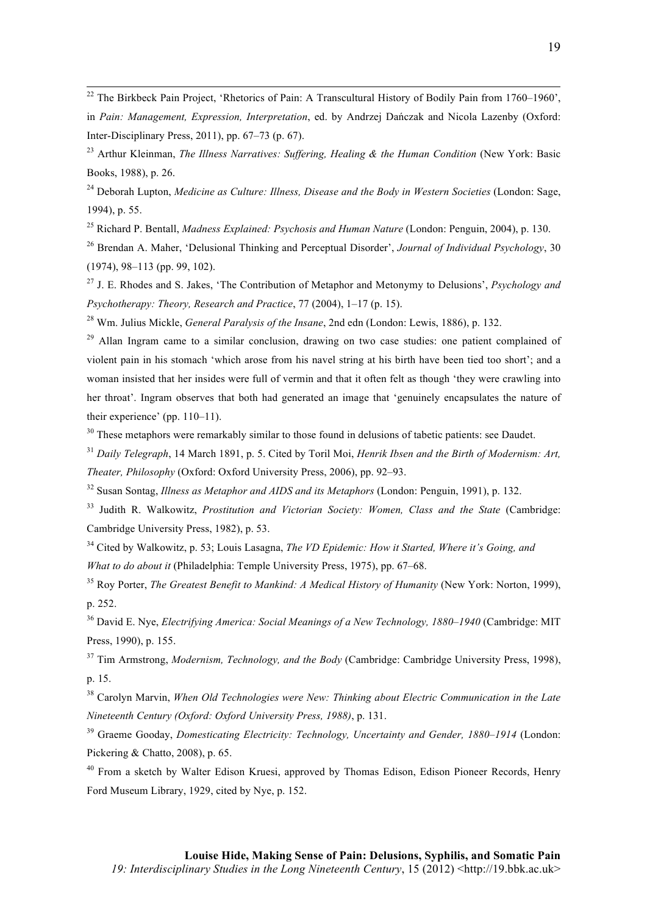[22] The Birkbeck Pain Project, 'Rhetorics of Pain: A Transcultural History of Bodily Pain from 1760–1960', in *Pain: Management, Expression, Interpretation*, ed. by Andrzej Dańczak and Nicola Lazenby (Oxford: Inter-Disciplinary Press, 2011), pp. 67–73 (p. 67).

[23] Arthur Kleinman, *The Illness Narratives: Suffering, Healing & the Human Condition* (New York: Basic Books, 1988), p. 26.

[24] Deborah Lupton, *Medicine as Culture: Illness, Disease and the Body in Western Societies* (London: Sage, 1994), p. 55.

[25] Richard P. Bentall, *Madness Explained: Psychosis and Human Nature* (London: Penguin, 2004), p. 130.

[26] Brendan A. Maher, 'Delusional Thinking and Perceptual Disorder', *Journal of Individual Psychology*, 30 (1974), 98–113 (pp. 99, 102).

[27] J. E. Rhodes and S. Jakes, 'The Contribution of Metaphor and Metonymy to Delusions', *Psychology and Psychotherapy: Theory, Research and Practice*, 77 (2004), 1–17 (p. 15).

[28] Wm. Julius Mickle, *General Paralysis of the Insane*, 2nd edn (London: Lewis, 1886), p. 132.

[29] Allan Ingram came to a similar conclusion, drawing on two case studies: one patient complained of violent pain in his stomach 'which arose from his navel string at his birth have been tied too short'; and a woman insisted that her insides were full of vermin and that it often felt as though 'they were crawling into her throat'. Ingram observes that both had generated an image that 'genuinely encapsulates the nature of their experience' (pp. 110–11).

[30] These metaphors were remarkably similar to those found in delusions of tabetic patients: see Daudet.

[31] *Daily Telegraph*, 14 March 1891, p. 5. Cited by Toril Moi, *Henrik Ibsen and the Birth of Modernism: Art, Theater, Philosophy* (Oxford: Oxford University Press, 2006), pp. 92–93.

[32] Susan Sontag, *Illness as Metaphor and AIDS and its Metaphors* (London: Penguin, 1991), p. 132.

[33] Judith R. Walkowitz, *Prostitution and Victorian Society: Women, Class and the State* (Cambridge: Cambridge University Press, 1982), p. 53.

[34] Cited by Walkowitz, p. 53; Louis Lasagna, *The VD Epidemic: How it Started, Where it's Going, and What to do about it* (Philadelphia: Temple University Press, 1975), pp. 67–68.

[35] Roy Porter, *The Greatest Benefit to Mankind: A Medical History of Humanity* (New York: Norton, 1999), p. 252.

[36] David E. Nye, *Electrifying America: Social Meanings of a New Technology, 1880–1940* (Cambridge: MIT Press, 1990), p. 155.

[37] Tim Armstrong, *Modernism, Technology, and the Body* (Cambridge: Cambridge University Press, 1998), p. 15.

[38] Carolyn Marvin, *When Old Technologies were New: Thinking about Electric Communication in the Late Nineteenth Century (Oxford: Oxford University Press, 1988)*, p. 131.

[39] Graeme Gooday, *Domesticating Electricity: Technology, Uncertainty and Gender, 1880–1914* (London: Pickering & Chatto, 2008), p. 65.

[40] From a sketch by Walter Edison Kruesi, approved by Thomas Edison, Edison Pioneer Records, Henry Ford Museum Library, 1929, cited by Nye, p. 152.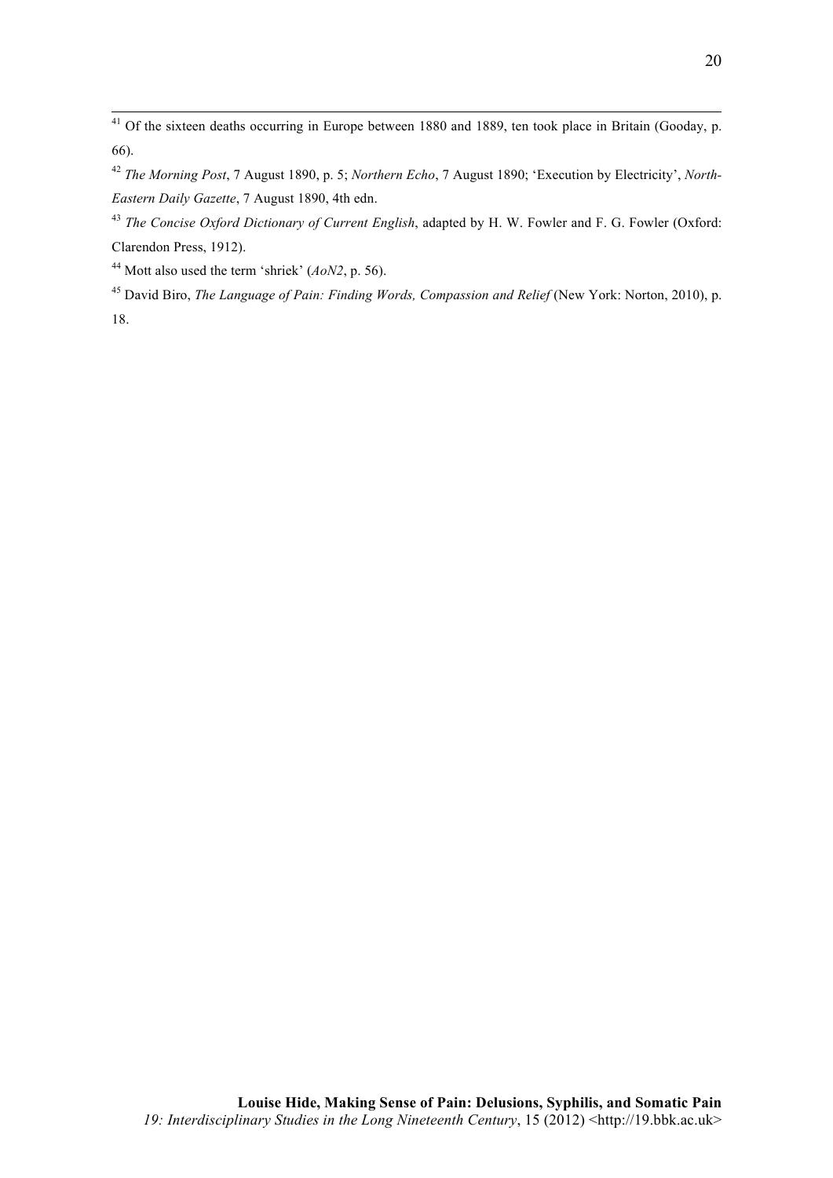[41] Of the sixteen deaths occurring in Europe between 1880 and 1889, ten took place in Britain (Gooday, p. 66).

[42] *The Morning Post*, 7 August 1890, p. 5; *Northern Echo*, 7 August 1890; 'Execution by Electricity', *North-Eastern Daily Gazette*, 7 August 1890, 4th edn.

[43] *The Concise Oxford Dictionary of Current English*, adapted by H. W. Fowler and F. G. Fowler (Oxford: Clarendon Press, 1912).

[44] Mott also used the term 'shriek' (*AoN2*, p. 56).

[45] David Biro, *The Language of Pain: Finding Words, Compassion and Relief* (New York: Norton, 2010), p. 18.